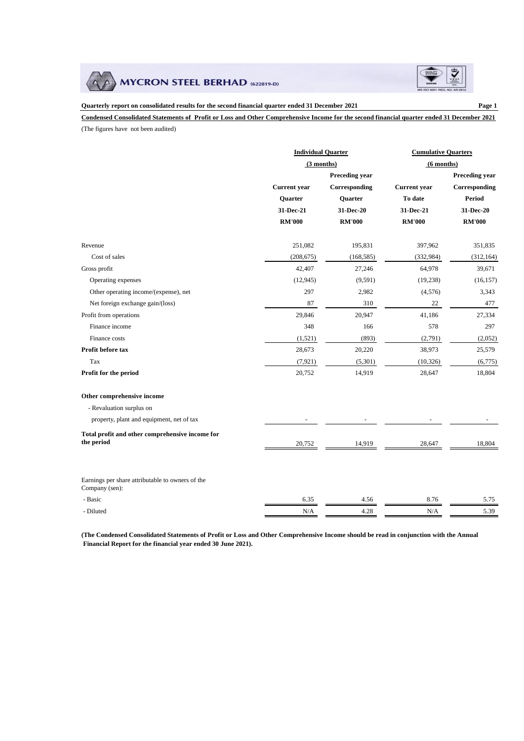# MYCRON STEEL BERHAD (622819-D)

**Quarterly report on consolidated results for the second financial quarter ended 31 December 2021**

**Condensed Consolidated Statements of Profit or Loss and Other Comprehensive Income for the second financial quarter ended 31 December 2021**

(The figures have not been audited)

| | Individual Quarter (3 months) | | Cumulative Quarters (6 months) | |
|---|---|---|---|---|
| | Current year Quarter | Preceding year Corresponding Quarter | Current year To date | Preceding year Corresponding Period |
| | 31-Dec-21 | 31-Dec-20 | 31-Dec-21 | 31-Dec-20 |
| | RM'000 | RM'000 | RM'000 | RM'000 |
| Revenue | 251,082 | 195,831 | 397,962 | 351,835 |
| Cost of sales | (208,675) | (168,585) | (332,984) | (312,164) |
| Gross profit | 42,407 | 27,246 | 64,978 | 39,671 |
| Operating expenses | (12,945) | (9,591) | (19,238) | (16,157) |
| Other operating income/(expense), net | 297 | 2,982 | (4,576) | 3,343 |
| Net foreign exchange gain/(loss) | 87 | 310 | 22 | 477 |
| Profit from operations | 29,846 | 20,947 | 41,186 | 27,334 |
| Finance income | 348 | 166 | 578 | 297 |
| Finance costs | (1,521) | (893) | (2,791) | (2,052) |
| **Profit before tax** | 28,673 | 20,220 | 38,973 | 25,579 |
| Tax | (7,921) | (5,301) | (10,326) | (6,775) |
| **Profit for the period** | 20,752 | 14,919 | 28,647 | 18,804 |
| | | | | |
| **Other comprehensive income** | | | | |
| - Revaluation surplus on property, plant and equipment, net of tax | - | - | - | - |
| **Total profit and other comprehensive income for the period** | 20,752 | 14,919 | 28,647 | 18,804 |
| | | | | |
| Earnings per share attributable to owners of the Company (sen): | | | | |
| - Basic | 6.35 | 4.56 | 8.76 | 5.75 |
| - Diluted | N/A | 4.28 | N/A | 5.39 |

**(The Condensed Consolidated Statements of Profit or Loss and Other Comprehensive Income should be read in conjunction with the Annual Financial Report for the financial year ended 30 June 2021).**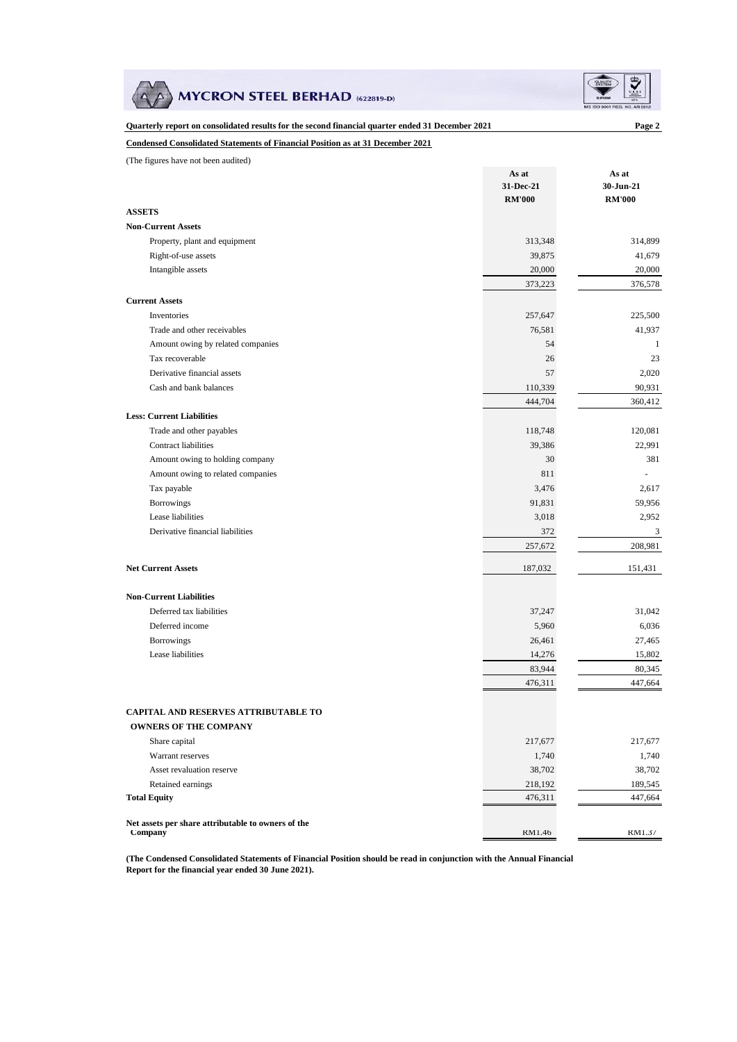MYCRON STEEL BERHAD (622819-D)

**Quarterly report on consolidated results for the second financial quarter ended 31 December 2021**

**Condensed Consolidated Statements of Financial Position as at 31 December 2021**

(The figures have not been audited)

| | As at 31-Dec-21 RM'000 | As at 30-Jun-21 RM'000 |
|---|---|---|
| **ASSETS** | | |
| **Non-Current Assets** | | |
| Property, plant and equipment | 313,348 | 314,899 |
| Right-of-use assets | 39,875 | 41,679 |
| Intangible assets | 20,000 | 20,000 |
| | 373,223 | 376,578 |
| **Current Assets** | | |
| Inventories | 257,647 | 225,500 |
| Trade and other receivables | 76,581 | 41,937 |
| Amount owing by related companies | 54 | 1 |
| Tax recoverable | 26 | 23 |
| Derivative financial assets | 57 | 2,020 |
| Cash and bank balances | 110,339 | 90,931 |
| | 444,704 | 360,412 |
| **Less: Current Liabilities** | | |
| Trade and other payables | 118,748 | 120,081 |
| Contract liabilities | 39,386 | 22,991 |
| Amount owing to holding company | 30 | 381 |
| Amount owing to related companies | 811 | - |
| Tax payable | 3,476 | 2,617 |
| Borrowings | 91,831 | 59,956 |
| Lease liabilities | 3,018 | 2,952 |
| Derivative financial liabilities | 372 | 3 |
| | 257,672 | 208,981 |
| **Net Current Assets** | 187,032 | 151,431 |
| **Non-Current Liabilities** | | |
| Deferred tax liabilities | 37,247 | 31,042 |
| Deferred income | 5,960 | 6,036 |
| Borrowings | 26,461 | 27,465 |
| Lease liabilities | 14,276 | 15,802 |
| | 83,944 | 80,345 |
| | 476,311 | 447,664 |
| **CAPITAL AND RESERVES ATTRIBUTABLE TO OWNERS OF THE COMPANY** | | |
| Share capital | 217,677 | 217,677 |
| Warrant reserves | 1,740 | 1,740 |
| Asset revaluation reserve | 38,702 | 38,702 |
| Retained earnings | 218,192 | 189,545 |
| **Total Equity** | 476,311 | 447,664 |
| **Net assets per share attributable to owners of the Company** | RM1.46 | RM1.37 |

**(The Condensed Consolidated Statements of Financial Position should be read in conjunction with the Annual Financial Report for the financial year ended 30 June 2021).**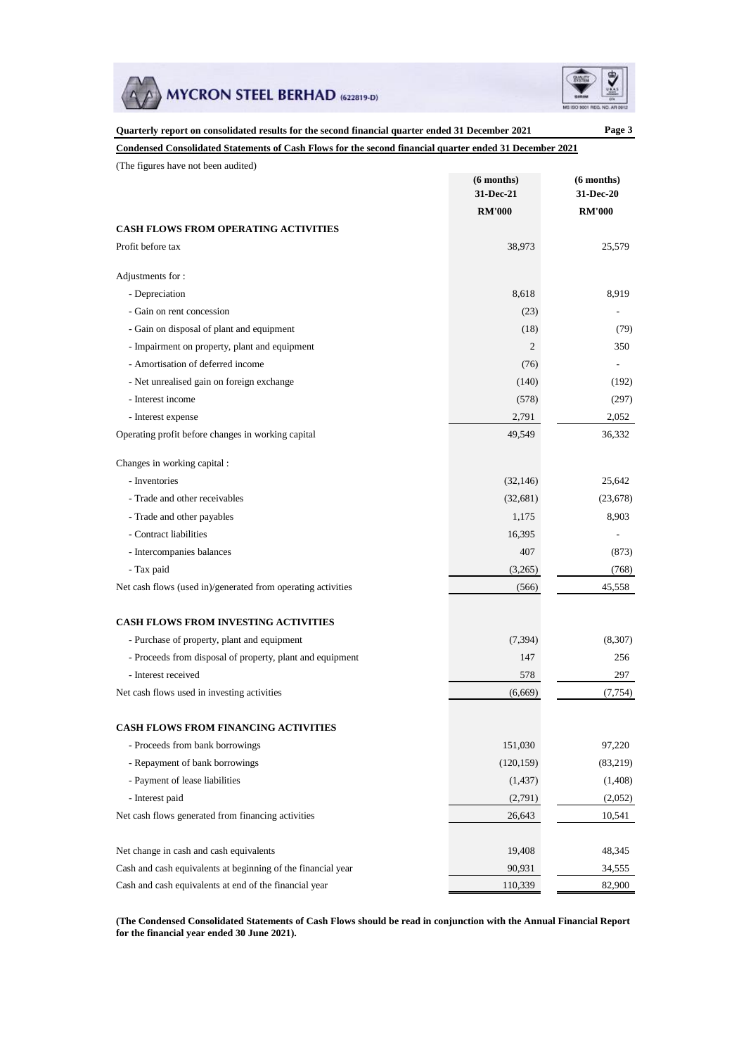**Quarterly report on consolidated results for the second financial quarter ended 31 December 2021**

**Condensed Consolidated Statements of Cash Flows for the second financial quarter ended 31 December 2021**

(The figures have not been audited)

| | (6 months) 31-Dec-21 RM'000 | (6 months) 31-Dec-20 RM'000 |
|---|---|---|
| **CASH FLOWS FROM OPERATING ACTIVITIES** | | |
| Profit before tax | 38,973 | 25,579 |
| Adjustments for : | | |
| - Depreciation | 8,618 | 8,919 |
| - Gain on rent concession | (23) | - |
| - Gain on disposal of plant and equipment | (18) | (79) |
| - Impairment on property, plant and equipment | 2 | 350 |
| - Amortisation of deferred income | (76) | - |
| - Net unrealised gain on foreign exchange | (140) | (192) |
| - Interest income | (578) | (297) |
| - Interest expense | 2,791 | 2,052 |
| Operating profit before changes in working capital | 49,549 | 36,332 |
| Changes in working capital : | | |
| - Inventories | (32,146) | 25,642 |
| - Trade and other receivables | (32,681) | (23,678) |
| - Trade and other payables | 1,175 | 8,903 |
| - Contract liabilities | 16,395 | - |
| - Intercompanies balances | 407 | (873) |
| - Tax paid | (3,265) | (768) |
| Net cash flows (used in)/generated from operating activities | (566) | 45,558 |
| **CASH FLOWS FROM INVESTING ACTIVITIES** | | |
| - Purchase of property, plant and equipment | (7,394) | (8,307) |
| - Proceeds from disposal of property, plant and equipment | 147 | 256 |
| - Interest received | 578 | 297 |
| Net cash flows used in investing activities | (6,669) | (7,754) |
| **CASH FLOWS FROM FINANCING ACTIVITIES** | | |
| - Proceeds from bank borrowings | 151,030 | 97,220 |
| - Repayment of bank borrowings | (120,159) | (83,219) |
| - Payment of lease liabilities | (1,437) | (1,408) |
| - Interest paid | (2,791) | (2,052) |
| Net cash flows generated from financing activities | 26,643 | 10,541 |
| Net change in cash and cash equivalents | 19,408 | 48,345 |
| Cash and cash equivalents at beginning of the financial year | 90,931 | 34,555 |
| Cash and cash equivalents at end of the financial year | 110,339 | 82,900 |

**(The Condensed Consolidated Statements of Cash Flows should be read in conjunction with the Annual Financial Report for the financial year ended 30 June 2021).**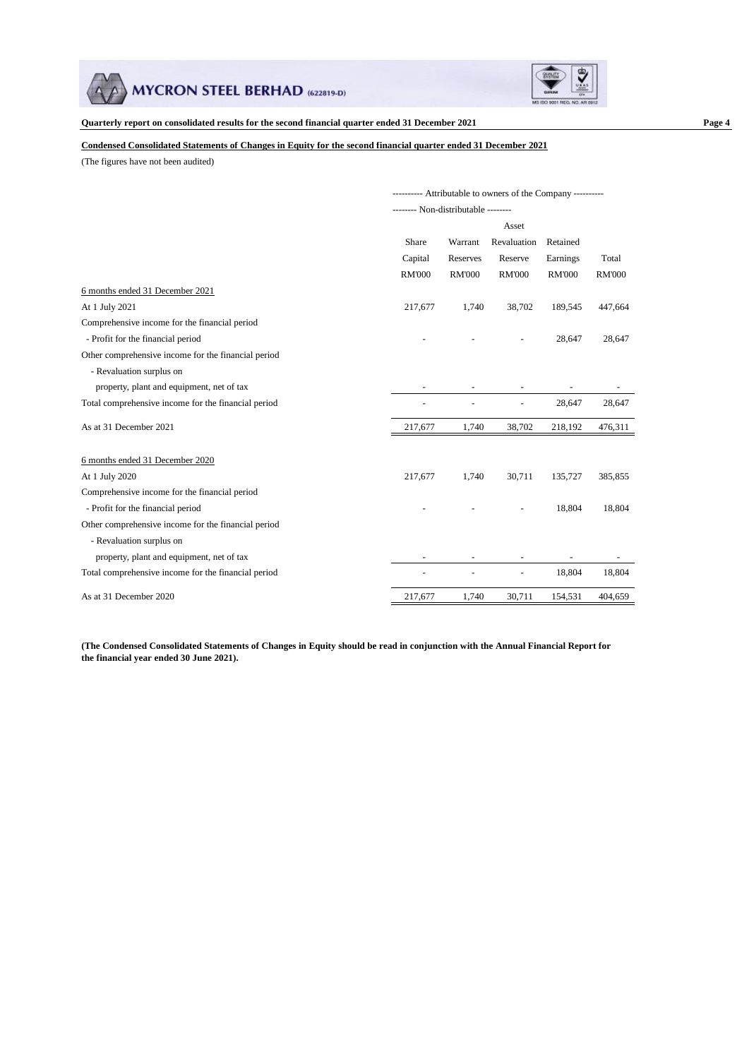**Condensed Consolidated Statements of Changes in Equity for the second financial quarter ended 31 December 2021**

(The figures have not been audited)

| | ---------- Attributable to owners of the Company ---------- | | | | |
|---|---|---|---|---|---|
| | -------- Non-distributable -------- | | | | |
| | Share Capital | Warrant Reserves | Asset Revaluation Reserve | Retained Earnings | Total |
| | RM'000 | RM'000 | RM'000 | RM'000 | RM'000 |
| 6 months ended 31 December 2021 | | | | | |
| At 1 July 2021 | 217,677 | 1,740 | 38,702 | 189,545 | 447,664 |
| Comprehensive income for the financial period | | | | | |
| - Profit for the financial period | - | - | - | 28,647 | 28,647 |
| Other comprehensive income for the financial period | | | | | |
| - Revaluation surplus on property, plant and equipment, net of tax | - | - | - | - | - |
| Total comprehensive income for the financial period | - | - | - | 28,647 | 28,647 |
| As at 31 December 2021 | 217,677 | 1,740 | 38,702 | 218,192 | 476,311 |
| 6 months ended 31 December 2020 | | | | | |
| At 1 July 2020 | 217,677 | 1,740 | 30,711 | 135,727 | 385,855 |
| Comprehensive income for the financial period | | | | | |
| - Profit for the financial period | - | - | - | 18,804 | 18,804 |
| Other comprehensive income for the financial period | | | | | |
| - Revaluation surplus on property, plant and equipment, net of tax | - | - | - | - | - |
| Total comprehensive income for the financial period | - | - | - | 18,804 | 18,804 |
| As at 31 December 2020 | 217,677 | 1,740 | 30,711 | 154,531 | 404,659 |

**(The Condensed Consolidated Statements of Changes in Equity should be read in conjunction with the Annual Financial Report for the financial year ended 30 June 2021).**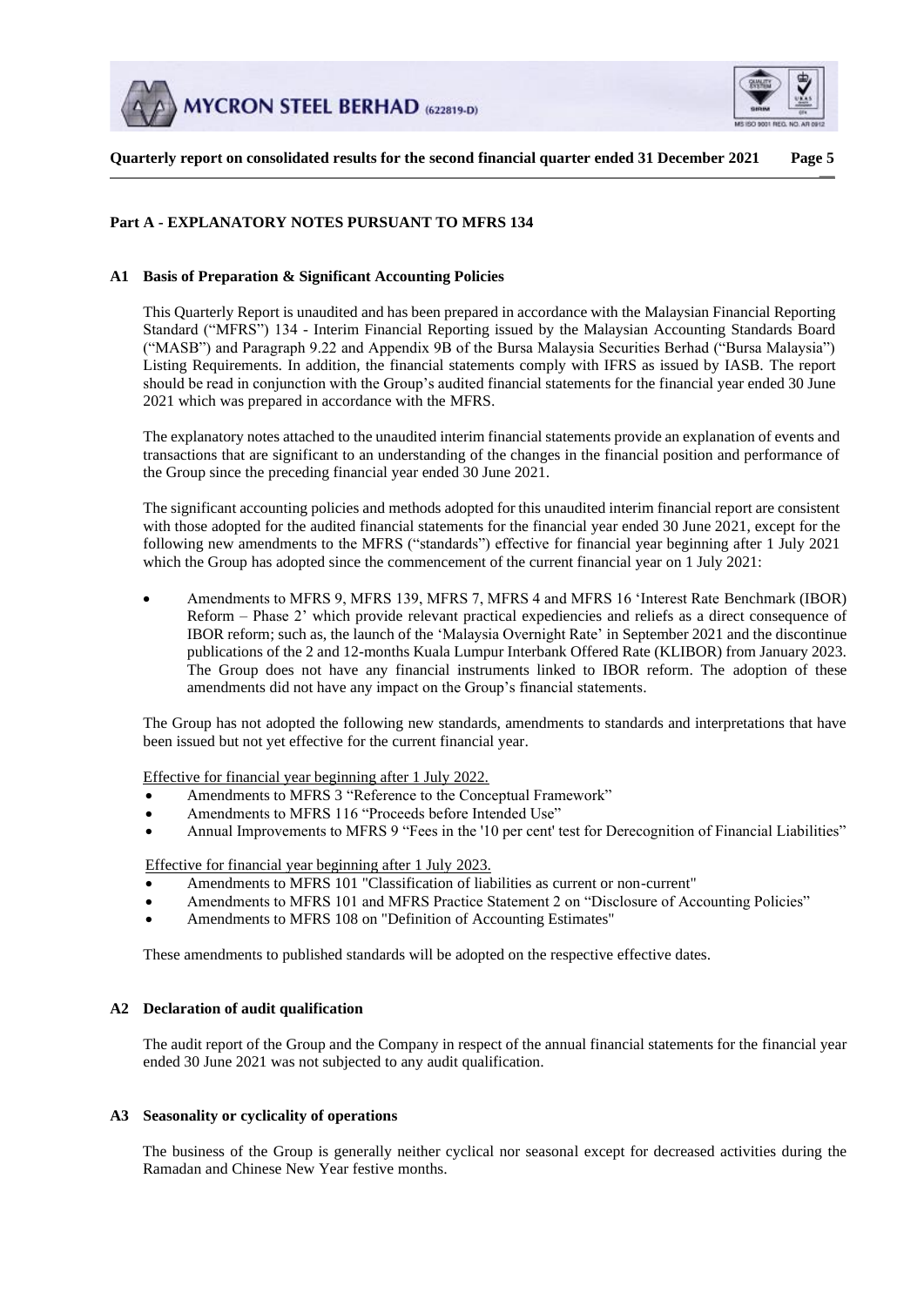## Part A - EXPLANATORY NOTES PURSUANT TO MFRS 134

### A1 Basis of Preparation & Significant Accounting Policies

This Quarterly Report is unaudited and has been prepared in accordance with the Malaysian Financial Reporting Standard ("MFRS") 134 - Interim Financial Reporting issued by the Malaysian Accounting Standards Board ("MASB") and Paragraph 9.22 and Appendix 9B of the Bursa Malaysia Securities Berhad ("Bursa Malaysia") Listing Requirements. In addition, the financial statements comply with IFRS as issued by IASB. The report should be read in conjunction with the Group's audited financial statements for the financial year ended 30 June 2021 which was prepared in accordance with the MFRS.

The explanatory notes attached to the unaudited interim financial statements provide an explanation of events and transactions that are significant to an understanding of the changes in the financial position and performance of the Group since the preceding financial year ended 30 June 2021.

The significant accounting policies and methods adopted for this unaudited interim financial report are consistent with those adopted for the audited financial statements for the financial year ended 30 June 2021, except for the following new amendments to the MFRS ("standards") effective for financial year beginning after 1 July 2021 which the Group has adopted since the commencement of the current financial year on 1 July 2021:

- Amendments to MFRS 9, MFRS 139, MFRS 7, MFRS 4 and MFRS 16 'Interest Rate Benchmark (IBOR) Reform – Phase 2' which provide relevant practical expediencies and reliefs as a direct consequence of IBOR reform; such as, the launch of the 'Malaysia Overnight Rate' in September 2021 and the discontinue publications of the 2 and 12-months Kuala Lumpur Interbank Offered Rate (KLIBOR) from January 2023. The Group does not have any financial instruments linked to IBOR reform. The adoption of these amendments did not have any impact on the Group's financial statements.

The Group has not adopted the following new standards, amendments to standards and interpretations that have been issued but not yet effective for the current financial year.

Effective for financial year beginning after 1 July 2022.

- Amendments to MFRS 3 "Reference to the Conceptual Framework"
- Amendments to MFRS 116 "Proceeds before Intended Use"
- Annual Improvements to MFRS 9 "Fees in the '10 per cent' test for Derecognition of Financial Liabilities"

Effective for financial year beginning after 1 July 2023.

- Amendments to MFRS 101 "Classification of liabilities as current or non-current"
- Amendments to MFRS 101 and MFRS Practice Statement 2 on "Disclosure of Accounting Policies"
- Amendments to MFRS 108 on "Definition of Accounting Estimates"

These amendments to published standards will be adopted on the respective effective dates.

### A2 Declaration of audit qualification

The audit report of the Group and the Company in respect of the annual financial statements for the financial year ended 30 June 2021 was not subjected to any audit qualification.

### A3 Seasonality or cyclicality of operations

The business of the Group is generally neither cyclical nor seasonal except for decreased activities during the Ramadan and Chinese New Year festive months.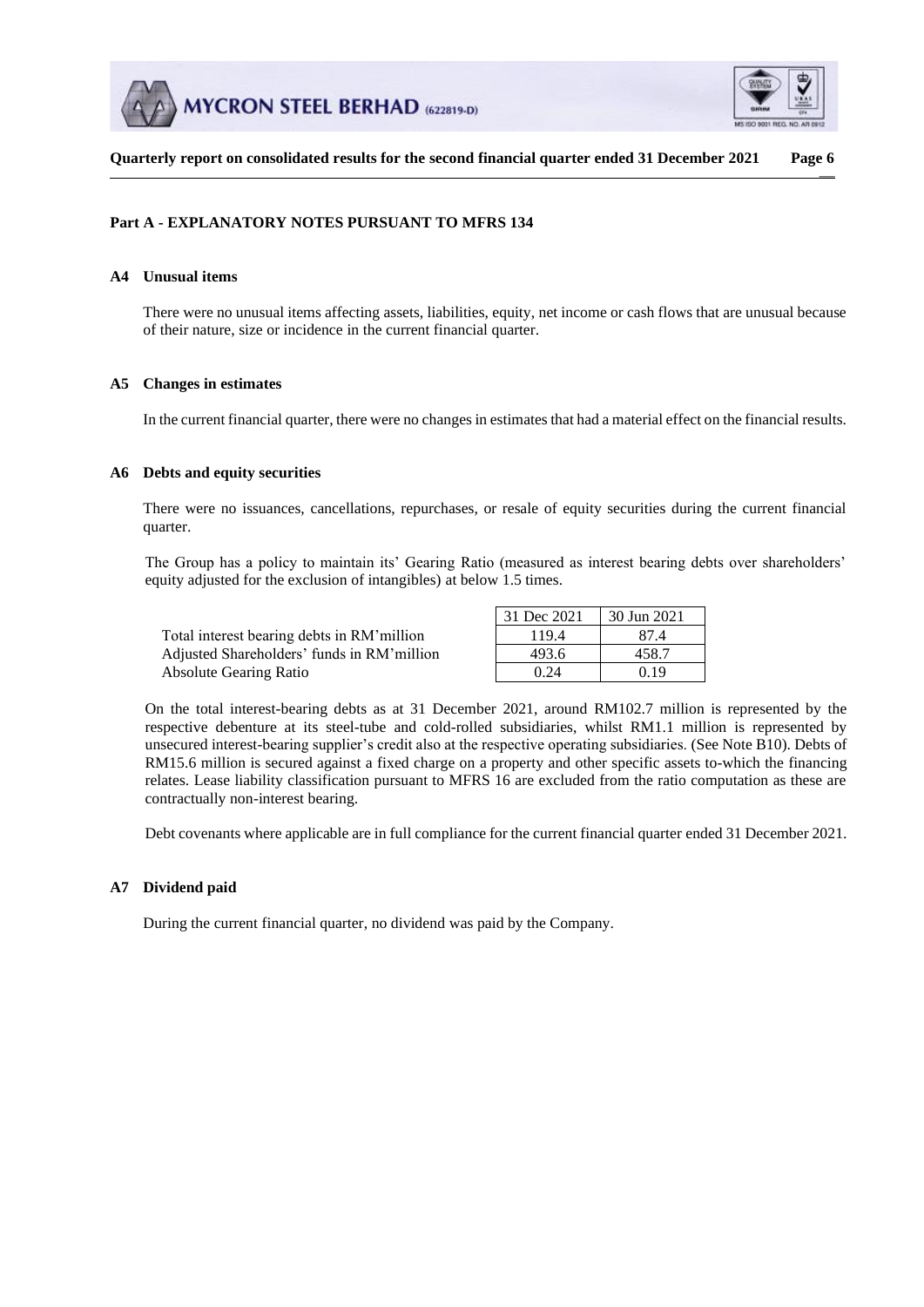## Part A - EXPLANATORY NOTES PURSUANT TO MFRS 134

### A4 Unusual items

There were no unusual items affecting assets, liabilities, equity, net income or cash flows that are unusual because of their nature, size or incidence in the current financial quarter.

### A5 Changes in estimates

In the current financial quarter, there were no changes in estimates that had a material effect on the financial results.

### A6 Debts and equity securities

There were no issuances, cancellations, repurchases, or resale of equity securities during the current financial quarter.

The Group has a policy to maintain its' Gearing Ratio (measured as interest bearing debts over shareholders' equity adjusted for the exclusion of intangibles) at below 1.5 times.

| | 31 Dec 2021 | 30 Jun 2021 |
|---|---|---|
| Total interest bearing debts in RM'million | 119.4 | 87.4 |
| Adjusted Shareholders' funds in RM'million | 493.6 | 458.7 |
| Absolute Gearing Ratio | 0.24 | 0.19 |

On the total interest-bearing debts as at 31 December 2021, around RM102.7 million is represented by the respective debenture at its steel-tube and cold-rolled subsidiaries, whilst RM1.1 million is represented by unsecured interest-bearing supplier's credit also at the respective operating subsidiaries. (See Note B10). Debts of RM15.6 million is secured against a fixed charge on a property and other specific assets to-which the financing relates. Lease liability classification pursuant to MFRS 16 are excluded from the ratio computation as these are contractually non-interest bearing.

Debt covenants where applicable are in full compliance for the current financial quarter ended 31 December 2021.

### A7 Dividend paid

During the current financial quarter, no dividend was paid by the Company.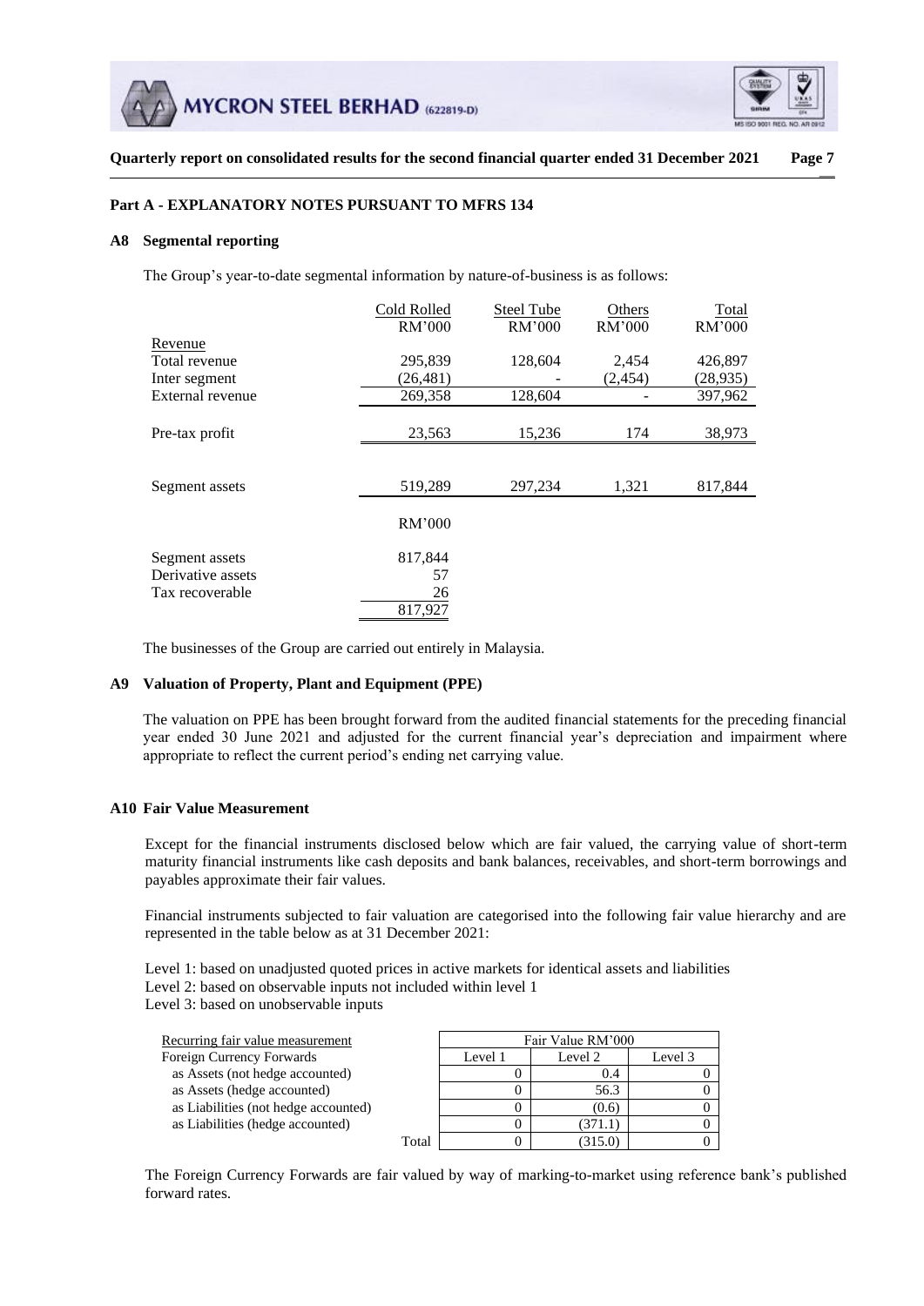## Part A - EXPLANATORY NOTES PURSUANT TO MFRS 134

### A8 Segmental reporting

The Group's year-to-date segmental information by nature-of-business is as follows:

| | Cold Rolled RM'000 | Steel Tube RM'000 | Others RM'000 | Total RM'000 |
|---|---|---|---|---|
| Revenue | | | | |
| Total revenue | 295,839 | 128,604 | 2,454 | 426,897 |
| Inter segment | (26,481) | - | (2,454) | (28,935) |
| External revenue | 269,358 | 128,604 | - | 397,962 |
| Pre-tax profit | 23,563 | 15,236 | 174 | 38,973 |
| Segment assets | 519,289 | 297,234 | 1,321 | 817,844 |

| | RM'000 |
|---|---|
| Segment assets | 817,844 |
| Derivative assets | 57 |
| Tax recoverable | 26 |
| | 817,927 |

The businesses of the Group are carried out entirely in Malaysia.

### A9 Valuation of Property, Plant and Equipment (PPE)

The valuation on PPE has been brought forward from the audited financial statements for the preceding financial year ended 30 June 2021 and adjusted for the current financial year's depreciation and impairment where appropriate to reflect the current period's ending net carrying value.

### A10 Fair Value Measurement

Except for the financial instruments disclosed below which are fair valued, the carrying value of short-term maturity financial instruments like cash deposits and bank balances, receivables, and short-term borrowings and payables approximate their fair values.

Financial instruments subjected to fair valuation are categorised into the following fair value hierarchy and are represented in the table below as at 31 December 2021:

Level 1: based on unadjusted quoted prices in active markets for identical assets and liabilities
Level 2: based on observable inputs not included within level 1
Level 3: based on unobservable inputs

| Recurring fair value measurement | Fair Value RM'000 | | |
|---|---|---|---|
| Foreign Currency Forwards | Level 1 | Level 2 | Level 3 |
| as Assets (not hedge accounted) | 0 | 0.4 | 0 |
| as Assets (hedge accounted) | 0 | 56.3 | 0 |
| as Liabilities (not hedge accounted) | 0 | (0.6) | 0 |
| as Liabilities (hedge accounted) | 0 | (371.1) | 0 |
| Total | 0 | (315.0) | 0 |

The Foreign Currency Forwards are fair valued by way of marking-to-market using reference bank's published forward rates.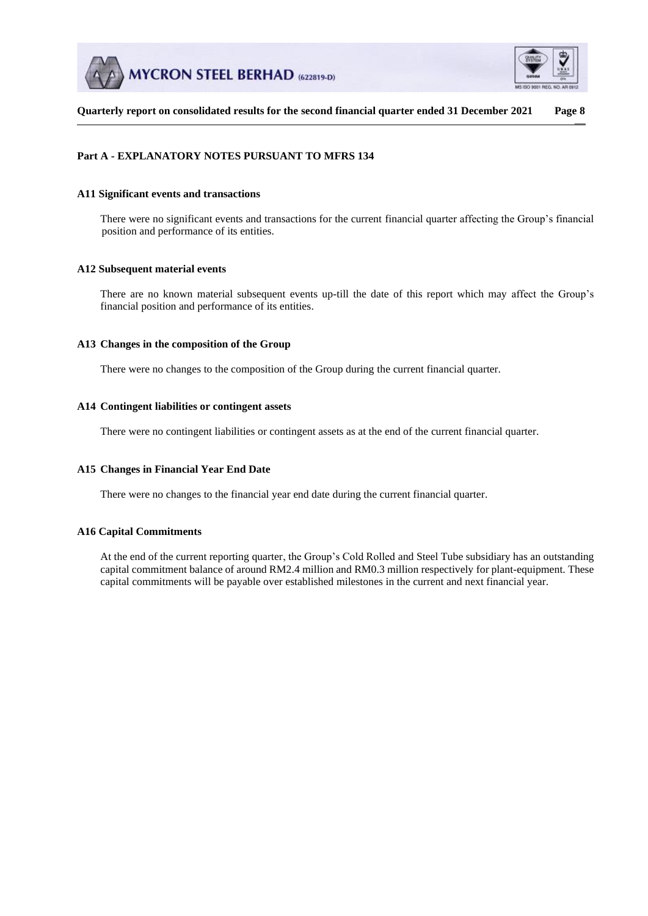## Part A - EXPLANATORY NOTES PURSUANT TO MFRS 134

### A11 Significant events and transactions

There were no significant events and transactions for the current financial quarter affecting the Group's financial position and performance of its entities.

### A12 Subsequent material events

There are no known material subsequent events up-till the date of this report which may affect the Group's financial position and performance of its entities.

### A13 Changes in the composition of the Group

There were no changes to the composition of the Group during the current financial quarter.

### A14 Contingent liabilities or contingent assets

There were no contingent liabilities or contingent assets as at the end of the current financial quarter.

### A15 Changes in Financial Year End Date

There were no changes to the financial year end date during the current financial quarter.

### A16 Capital Commitments

At the end of the current reporting quarter, the Group's Cold Rolled and Steel Tube subsidiary has an outstanding capital commitment balance of around RM2.4 million and RM0.3 million respectively for plant-equipment. These capital commitments will be payable over established milestones in the current and next financial year.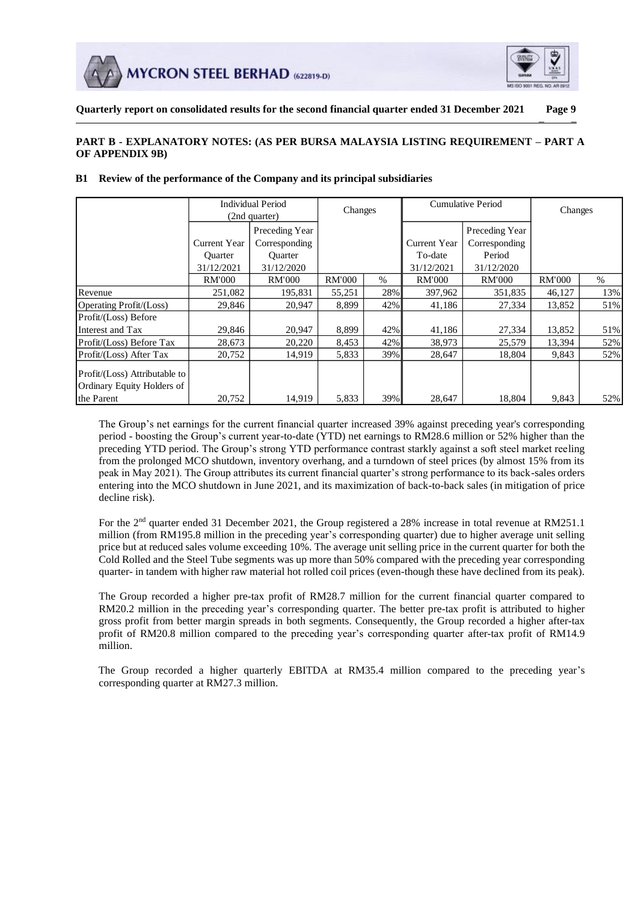## PART B - EXPLANATORY NOTES: (AS PER BURSA MALAYSIA LISTING REQUIREMENT – PART A OF APPENDIX 9B)

### B1 Review of the performance of the Company and its principal subsidiaries

| | Individual Period (2nd quarter) | | Changes | | Cumulative Period | | Changes | |
|---|---|---|---|---|---|---|---|---|
| | Current Year Quarter 31/12/2021 | Preceding Year Corresponding Quarter 31/12/2020 | | | Current Year To-date 31/12/2021 | Preceding Year Corresponding Period 31/12/2020 | | |
| | RM'000 | RM'000 | RM'000 | % | RM'000 | RM'000 | RM'000 | % |
| Revenue | 251,082 | 195,831 | 55,251 | 28% | 397,962 | 351,835 | 46,127 | 13% |
| Operating Profit/(Loss) | 29,846 | 20,947 | 8,899 | 42% | 41,186 | 27,334 | 13,852 | 51% |
| Profit/(Loss) Before Interest and Tax | 29,846 | 20,947 | 8,899 | 42% | 41,186 | 27,334 | 13,852 | 51% |
| Profit/(Loss) Before Tax | 28,673 | 20,220 | 8,453 | 42% | 38,973 | 25,579 | 13,394 | 52% |
| Profit/(Loss) After Tax | 20,752 | 14,919 | 5,833 | 39% | 28,647 | 18,804 | 9,843 | 52% |
| Profit/(Loss) Attributable to Ordinary Equity Holders of the Parent | 20,752 | 14,919 | 5,833 | 39% | 28,647 | 18,804 | 9,843 | 52% |

The Group's net earnings for the current financial quarter increased 39% against preceding year's corresponding period - boosting the Group's current year-to-date (YTD) net earnings to RM28.6 million or 52% higher than the preceding YTD period. The Group's strong YTD performance contrast starkly against a soft steel market reeling from the prolonged MCO shutdown, inventory overhang, and a turndown of steel prices (by almost 15% from its peak in May 2021). The Group attributes its current financial quarter's strong performance to its back-sales orders entering into the MCO shutdown in June 2021, and its maximization of back-to-back sales (in mitigation of price decline risk).

For the 2nd quarter ended 31 December 2021, the Group registered a 28% increase in total revenue at RM251.1 million (from RM195.8 million in the preceding year's corresponding quarter) due to higher average unit selling price but at reduced sales volume exceeding 10%. The average unit selling price in the current quarter for both the Cold Rolled and the Steel Tube segments was up more than 50% compared with the preceding year corresponding quarter- in tandem with higher raw material hot rolled coil prices (even-though these have declined from its peak).

The Group recorded a higher pre-tax profit of RM28.7 million for the current financial quarter compared to RM20.2 million in the preceding year's corresponding quarter. The better pre-tax profit is attributed to higher gross profit from better margin spreads in both segments. Consequently, the Group recorded a higher after-tax profit of RM20.8 million compared to the preceding year's corresponding quarter after-tax profit of RM14.9 million.

The Group recorded a higher quarterly EBITDA at RM35.4 million compared to the preceding year's corresponding quarter at RM27.3 million.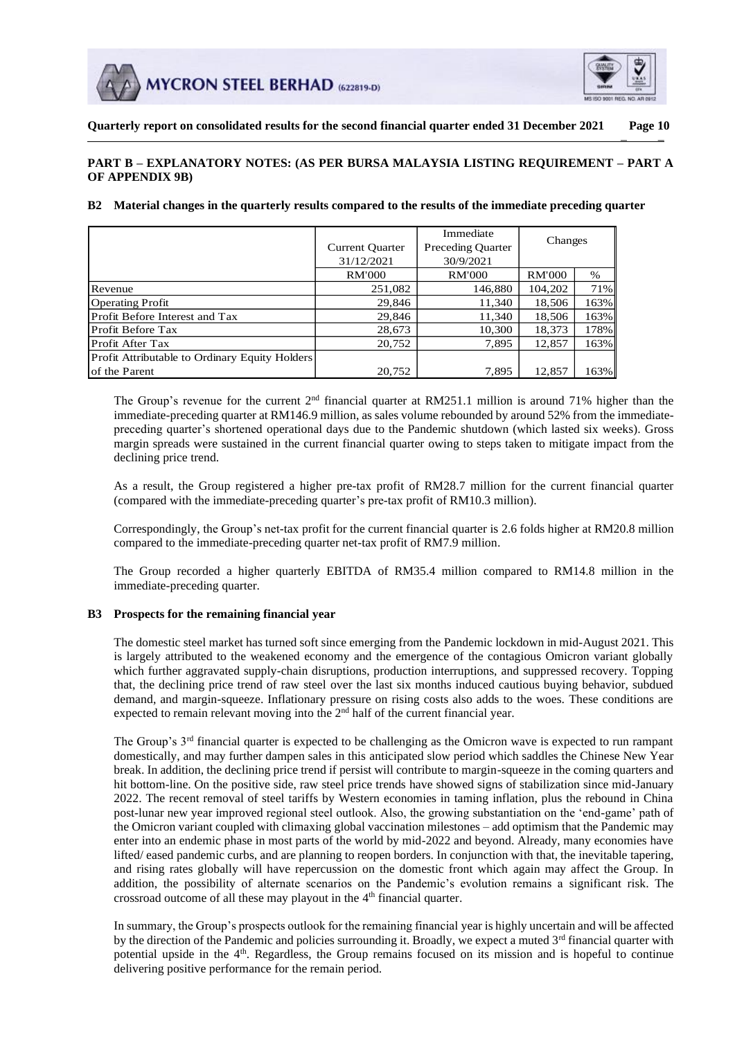## PART B – EXPLANATORY NOTES: (AS PER BURSA MALAYSIA LISTING REQUIREMENT – PART A OF APPENDIX 9B)

### B2 Material changes in the quarterly results compared to the results of the immediate preceding quarter

| | Current Quarter 31/12/2021 | Immediate Preceding Quarter 30/9/2021 | Changes | |
|---|---|---|---|---|
| | RM'000 | RM'000 | RM'000 | % |
| Revenue | 251,082 | 146,880 | 104,202 | 71% |
| Operating Profit | 29,846 | 11,340 | 18,506 | 163% |
| Profit Before Interest and Tax | 29,846 | 11,340 | 18,506 | 163% |
| Profit Before Tax | 28,673 | 10,300 | 18,373 | 178% |
| Profit After Tax | 20,752 | 7,895 | 12,857 | 163% |
| Profit Attributable to Ordinary Equity Holders of the Parent | 20,752 | 7,895 | 12,857 | 163% |

The Group's revenue for the current 2nd financial quarter at RM251.1 million is around 71% higher than the immediate-preceding quarter at RM146.9 million, as sales volume rebounded by around 52% from the immediate-preceding quarter's shortened operational days due to the Pandemic shutdown (which lasted six weeks). Gross margin spreads were sustained in the current financial quarter owing to steps taken to mitigate impact from the declining price trend.

As a result, the Group registered a higher pre-tax profit of RM28.7 million for the current financial quarter (compared with the immediate-preceding quarter's pre-tax profit of RM10.3 million).

Correspondingly, the Group's net-tax profit for the current financial quarter is 2.6 folds higher at RM20.8 million compared to the immediate-preceding quarter net-tax profit of RM7.9 million.

The Group recorded a higher quarterly EBITDA of RM35.4 million compared to RM14.8 million in the immediate-preceding quarter.

### B3 Prospects for the remaining financial year

The domestic steel market has turned soft since emerging from the Pandemic lockdown in mid-August 2021. This is largely attributed to the weakened economy and the emergence of the contagious Omicron variant globally which further aggravated supply-chain disruptions, production interruptions, and suppressed recovery. Topping that, the declining price trend of raw steel over the last six months induced cautious buying behavior, subdued demand, and margin-squeeze. Inflationary pressure on rising costs also adds to the woes. These conditions are expected to remain relevant moving into the 2nd half of the current financial year.

The Group's 3rd financial quarter is expected to be challenging as the Omicron wave is expected to run rampant domestically, and may further dampen sales in this anticipated slow period which saddles the Chinese New Year break. In addition, the declining price trend if persist will contribute to margin-squeeze in the coming quarters and hit bottom-line. On the positive side, raw steel price trends have showed signs of stabilization since mid-January 2022. The recent removal of steel tariffs by Western economies in taming inflation, plus the rebound in China post-lunar new year improved regional steel outlook. Also, the growing substantiation on the 'end-game' path of the Omicron variant coupled with climaxing global vaccination milestones – add optimism that the Pandemic may enter into an endemic phase in most parts of the world by mid-2022 and beyond. Already, many economies have lifted/ eased pandemic curbs, and are planning to reopen borders. In conjunction with that, the inevitable tapering, and rising rates globally will have repercussion on the domestic front which again may affect the Group. In addition, the possibility of alternate scenarios on the Pandemic's evolution remains a significant risk. The crossroad outcome of all these may playout in the 4th financial quarter.

In summary, the Group's prospects outlook for the remaining financial year is highly uncertain and will be affected by the direction of the Pandemic and policies surrounding it. Broadly, we expect a muted 3rd financial quarter with potential upside in the 4th. Regardless, the Group remains focused on its mission and is hopeful to continue delivering positive performance for the remain period.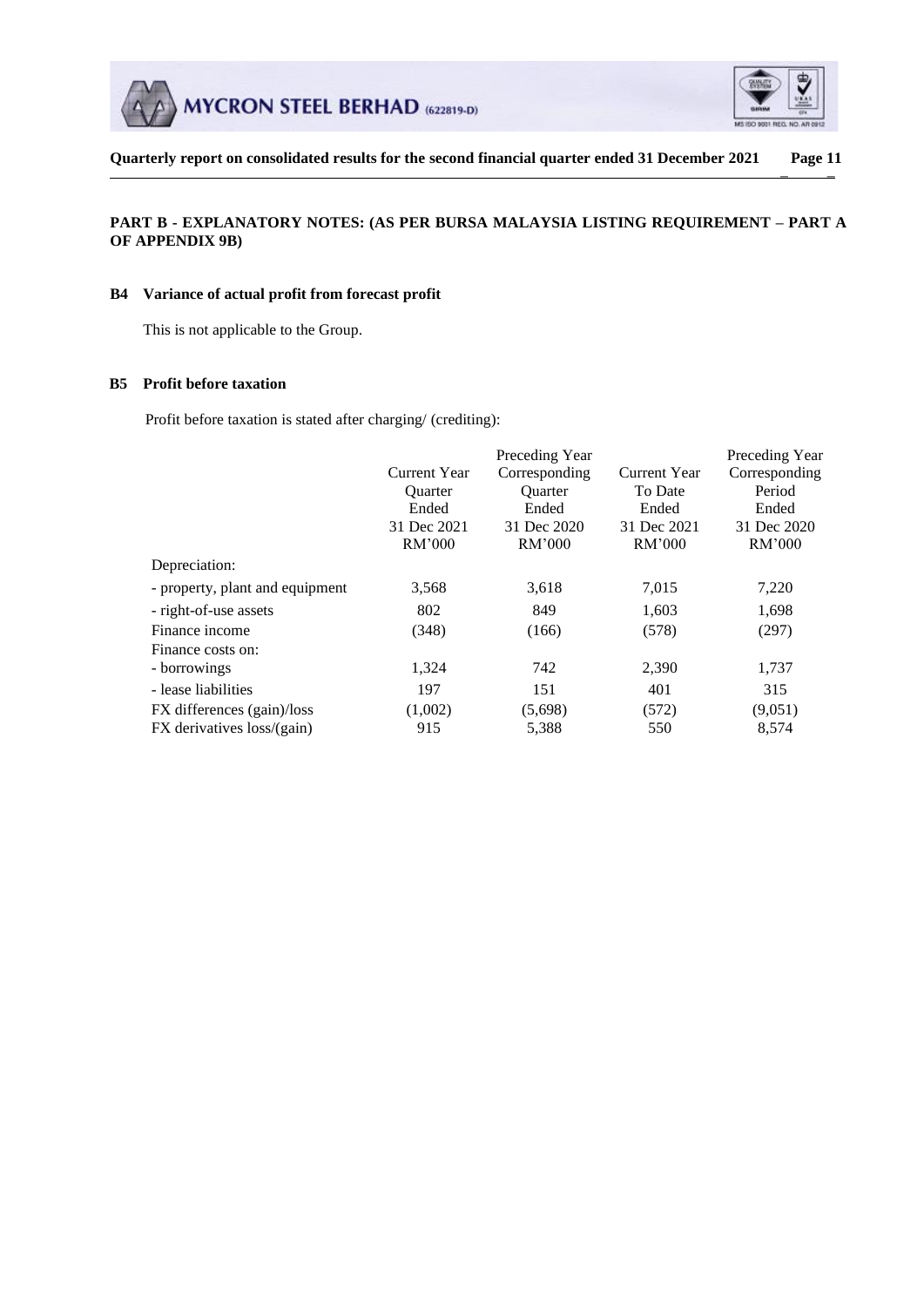## PART B - EXPLANATORY NOTES: (AS PER BURSA MALAYSIA LISTING REQUIREMENT – PART A OF APPENDIX 9B)

### B4 Variance of actual profit from forecast profit

This is not applicable to the Group.

### B5 Profit before taxation

Profit before taxation is stated after charging/ (crediting):

| | Current Year Quarter Ended 31 Dec 2021 RM'000 | Preceding Year Corresponding Quarter Ended 31 Dec 2020 RM'000 | Current Year To Date Ended 31 Dec 2021 RM'000 | Preceding Year Corresponding Period Ended 31 Dec 2020 RM'000 |
|---|---|---|---|---|
| Depreciation: | | | | |
| - property, plant and equipment | 3,568 | 3,618 | 7,015 | 7,220 |
| - right-of-use assets | 802 | 849 | 1,603 | 1,698 |
| Finance income | (348) | (166) | (578) | (297) |
| Finance costs on: | | | | |
| - borrowings | 1,324 | 742 | 2,390 | 1,737 |
| - lease liabilities | 197 | 151 | 401 | 315 |
| FX differences (gain)/loss | (1,002) | (5,698) | (572) | (9,051) |
| FX derivatives loss/(gain) | 915 | 5,388 | 550 | 8,574 |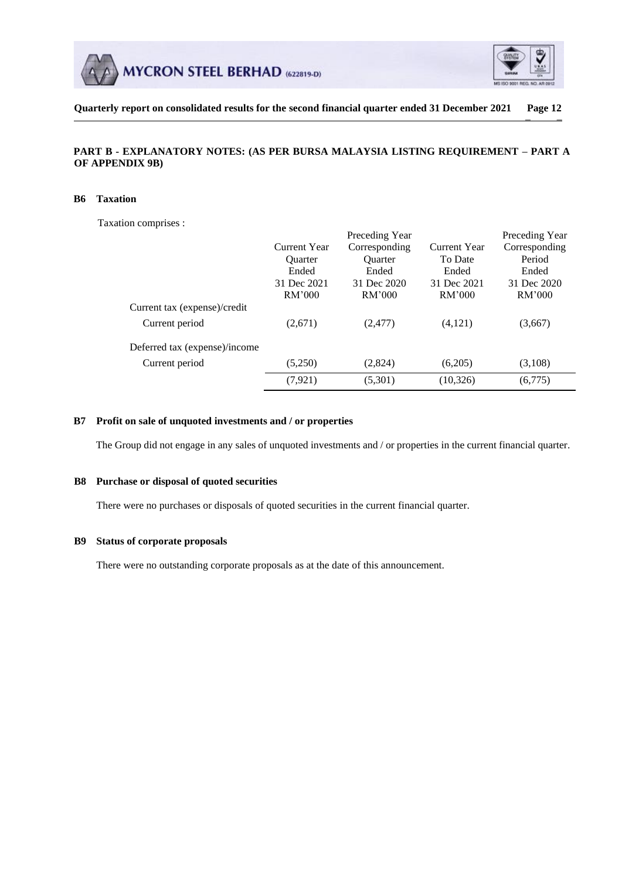## PART B - EXPLANATORY NOTES: (AS PER BURSA MALAYSIA LISTING REQUIREMENT – PART A OF APPENDIX 9B)

### B6 Taxation

Taxation comprises :

| | Current Year Quarter Ended 31 Dec 2021 RM'000 | Preceding Year Corresponding Quarter Ended 31 Dec 2020 RM'000 | Current Year To Date Ended 31 Dec 2021 RM'000 | Preceding Year Corresponding Period Ended 31 Dec 2020 RM'000 |
|---|---|---|---|---|
| Current tax (expense)/credit | | | | |
| Current period | (2,671) | (2,477) | (4,121) | (3,667) |
| Deferred tax (expense)/income | | | | |
| Current period | (5,250) | (2,824) | (6,205) | (3,108) |
| | (7,921) | (5,301) | (10,326) | (6,775) |

### B7 Profit on sale of unquoted investments and / or properties

The Group did not engage in any sales of unquoted investments and / or properties in the current financial quarter.

### B8 Purchase or disposal of quoted securities

There were no purchases or disposals of quoted securities in the current financial quarter.

### B9 Status of corporate proposals

There were no outstanding corporate proposals as at the date of this announcement.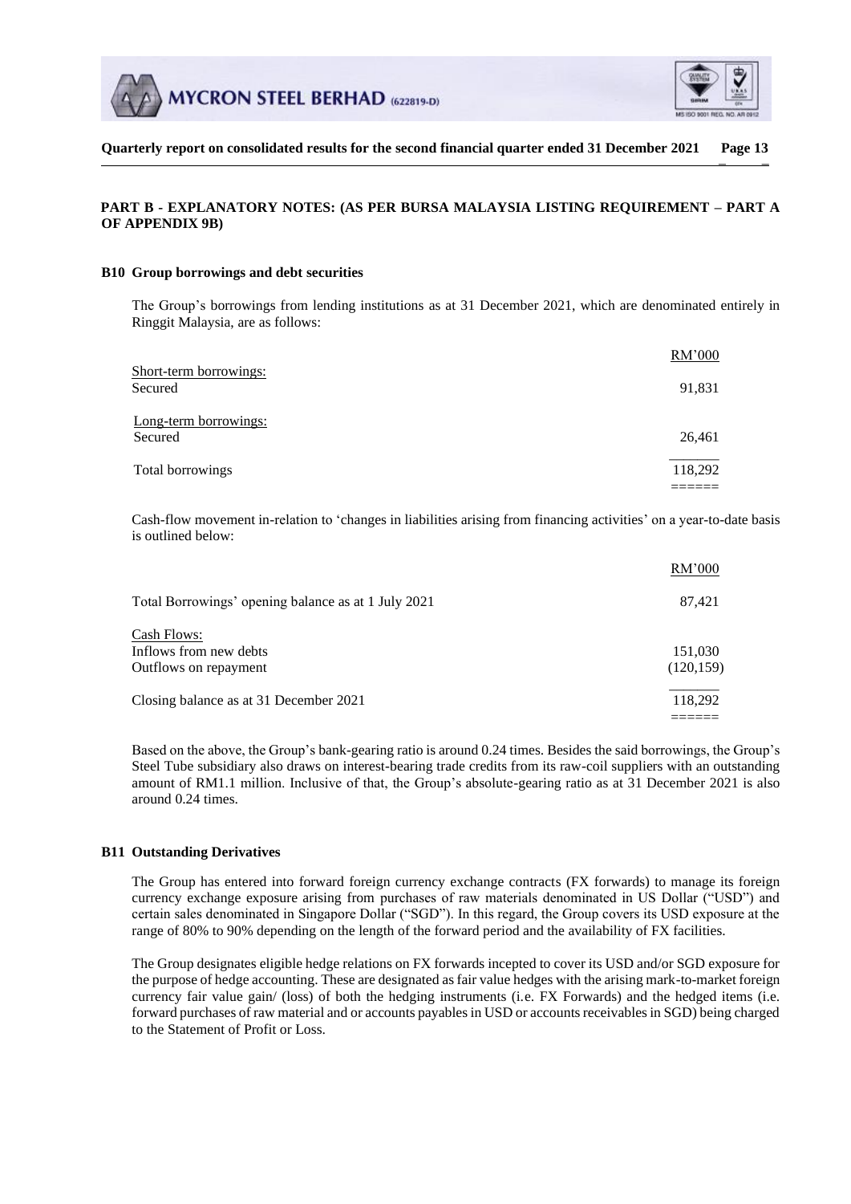## PART B - EXPLANATORY NOTES: (AS PER BURSA MALAYSIA LISTING REQUIREMENT – PART A OF APPENDIX 9B)

### B10 Group borrowings and debt securities

The Group's borrowings from lending institutions as at 31 December 2021, which are denominated entirely in Ringgit Malaysia, are as follows:

| | RM'000 |
|---|---|
| Short-term borrowings: | |
| Secured | 91,831 |
| Long-term borrowings: | |
| Secured | 26,461 |
| Total borrowings | 118,292 |

Cash-flow movement in-relation to 'changes in liabilities arising from financing activities' on a year-to-date basis is outlined below:

| | RM'000 |
|---|---|
| Total Borrowings' opening balance as at 1 July 2021 | 87,421 |
| Cash Flows: | |
| Inflows from new debts | 151,030 |
| Outflows on repayment | (120,159) |
| Closing balance as at 31 December 2021 | 118,292 |

Based on the above, the Group's bank-gearing ratio is around 0.24 times. Besides the said borrowings, the Group's Steel Tube subsidiary also draws on interest-bearing trade credits from its raw-coil suppliers with an outstanding amount of RM1.1 million. Inclusive of that, the Group's absolute-gearing ratio as at 31 December 2021 is also around 0.24 times.

### B11 Outstanding Derivatives

The Group has entered into forward foreign currency exchange contracts (FX forwards) to manage its foreign currency exchange exposure arising from purchases of raw materials denominated in US Dollar ("USD") and certain sales denominated in Singapore Dollar ("SGD"). In this regard, the Group covers its USD exposure at the range of 80% to 90% depending on the length of the forward period and the availability of FX facilities.

The Group designates eligible hedge relations on FX forwards incepted to cover its USD and/or SGD exposure for the purpose of hedge accounting. These are designated as fair value hedges with the arising mark-to-market foreign currency fair value gain/ (loss) of both the hedging instruments (i.e. FX Forwards) and the hedged items (i.e. forward purchases of raw material and or accounts payables in USD or accounts receivables in SGD) being charged to the Statement of Profit or Loss.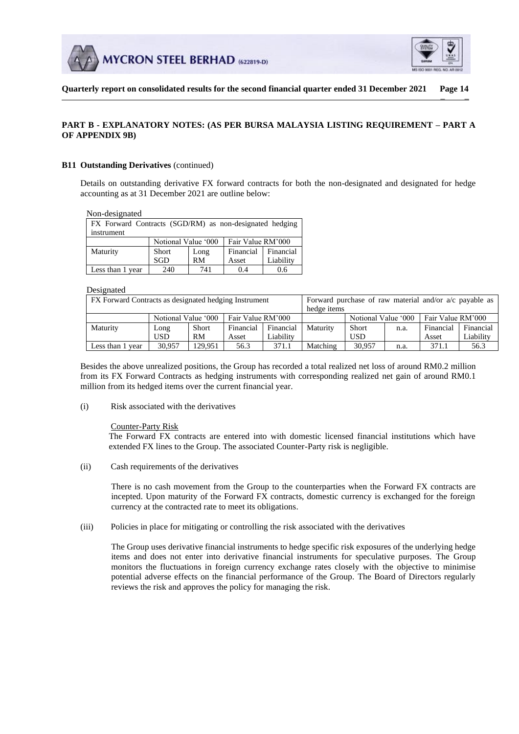## PART B - EXPLANATORY NOTES: (AS PER BURSA MALAYSIA LISTING REQUIREMENT – PART A OF APPENDIX 9B)

### B11 Outstanding Derivatives (continued)

Details on outstanding derivative FX forward contracts for both the non-designated and designated for hedge accounting as at 31 December 2021 are outline below:

Non-designated

| FX Forward Contracts (SGD/RM) as non-designated hedging instrument | | | | |
|---|---|---|---|---|
| | Notional Value '000 | | Fair Value RM'000 | |
| Maturity | Short SGD | Long RM | Financial Asset | Financial Liability |
| Less than 1 year | 240 | 741 | 0.4 | 0.6 |

Designated

| FX Forward Contracts as designated hedging Instrument | | | | | Forward purchase of raw material and/or a/c payable as hedge items | | | | |
|---|---|---|---|---|---|---|---|---|---|
| | Notional Value '000 | | Fair Value RM'000 | | | Notional Value '000 | | Fair Value RM'000 | |
| Maturity | Long USD | Short RM | Financial Asset | Financial Liability | Maturity | Short USD | n.a. | Financial Asset | Financial Liability |
| Less than 1 year | 30,957 | 129,951 | 56.3 | 371.1 | Matching | 30,957 | n.a. | 371.1 | 56.3 |

Besides the above unrealized positions, the Group has recorded a total realized net loss of around RM0.2 million from its FX Forward Contracts as hedging instruments with corresponding realized net gain of around RM0.1 million from its hedged items over the current financial year.

(i) Risk associated with the derivatives

Counter-Party Risk

The Forward FX contracts are entered into with domestic licensed financial institutions which have extended FX lines to the Group. The associated Counter-Party risk is negligible.

(ii) Cash requirements of the derivatives

There is no cash movement from the Group to the counterparties when the Forward FX contracts are incepted. Upon maturity of the Forward FX contracts, domestic currency is exchanged for the foreign currency at the contracted rate to meet its obligations.

(iii) Policies in place for mitigating or controlling the risk associated with the derivatives

The Group uses derivative financial instruments to hedge specific risk exposures of the underlying hedge items and does not enter into derivative financial instruments for speculative purposes. The Group monitors the fluctuations in foreign currency exchange rates closely with the objective to minimise potential adverse effects on the financial performance of the Group. The Board of Directors regularly reviews the risk and approves the policy for managing the risk.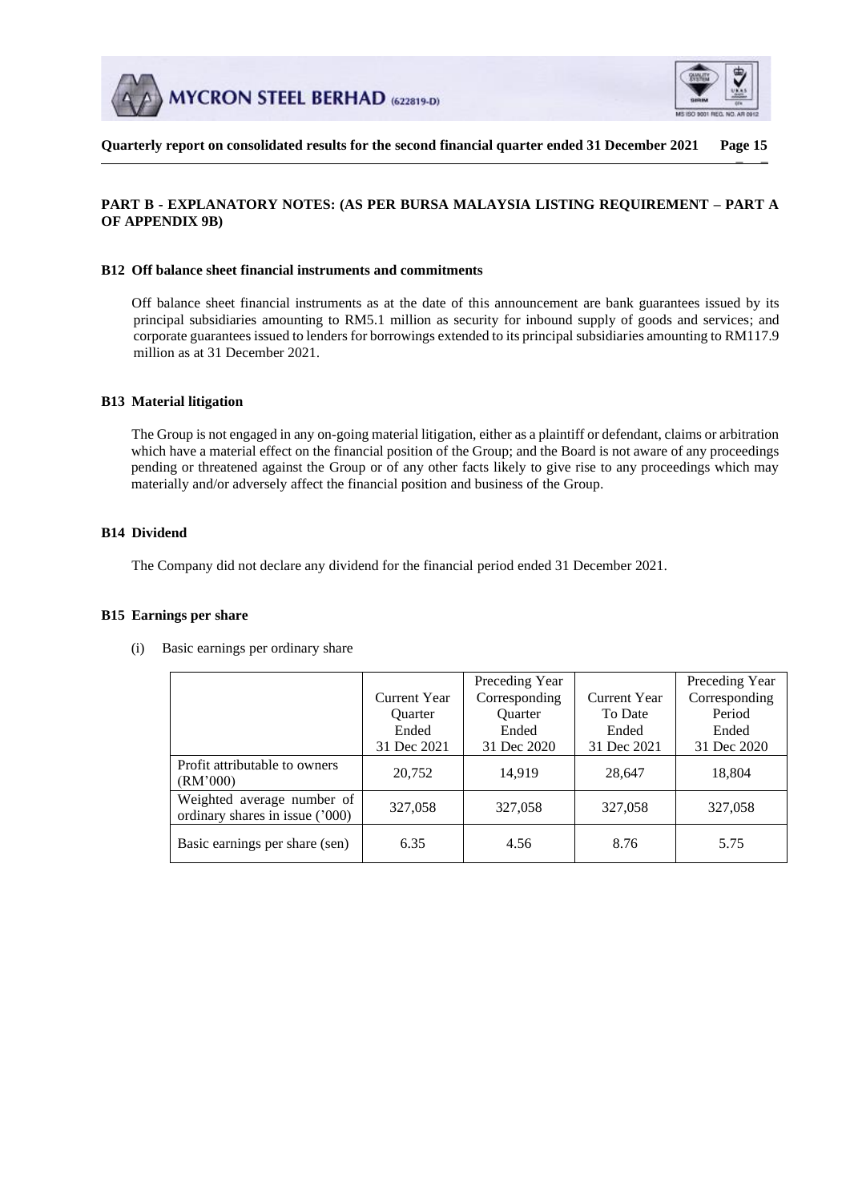## PART B - EXPLANATORY NOTES: (AS PER BURSA MALAYSIA LISTING REQUIREMENT – PART A OF APPENDIX 9B)

### B12 Off balance sheet financial instruments and commitments

Off balance sheet financial instruments as at the date of this announcement are bank guarantees issued by its principal subsidiaries amounting to RM5.1 million as security for inbound supply of goods and services; and corporate guarantees issued to lenders for borrowings extended to its principal subsidiaries amounting to RM117.9 million as at 31 December 2021.

### B13 Material litigation

The Group is not engaged in any on-going material litigation, either as a plaintiff or defendant, claims or arbitration which have a material effect on the financial position of the Group; and the Board is not aware of any proceedings pending or threatened against the Group or of any other facts likely to give rise to any proceedings which may materially and/or adversely affect the financial position and business of the Group.

### B14 Dividend

The Company did not declare any dividend for the financial period ended 31 December 2021.

### B15 Earnings per share

(i) Basic earnings per ordinary share

| | Current Year Quarter Ended 31 Dec 2021 | Preceding Year Corresponding Quarter Ended 31 Dec 2020 | Current Year To Date Ended 31 Dec 2021 | Preceding Year Corresponding Period Ended 31 Dec 2020 |
|---|---|---|---|---|
| Profit attributable to owners (RM'000) | 20,752 | 14,919 | 28,647 | 18,804 |
| Weighted average number of ordinary shares in issue ('000) | 327,058 | 327,058 | 327,058 | 327,058 |
| Basic earnings per share (sen) | 6.35 | 4.56 | 8.76 | 5.75 |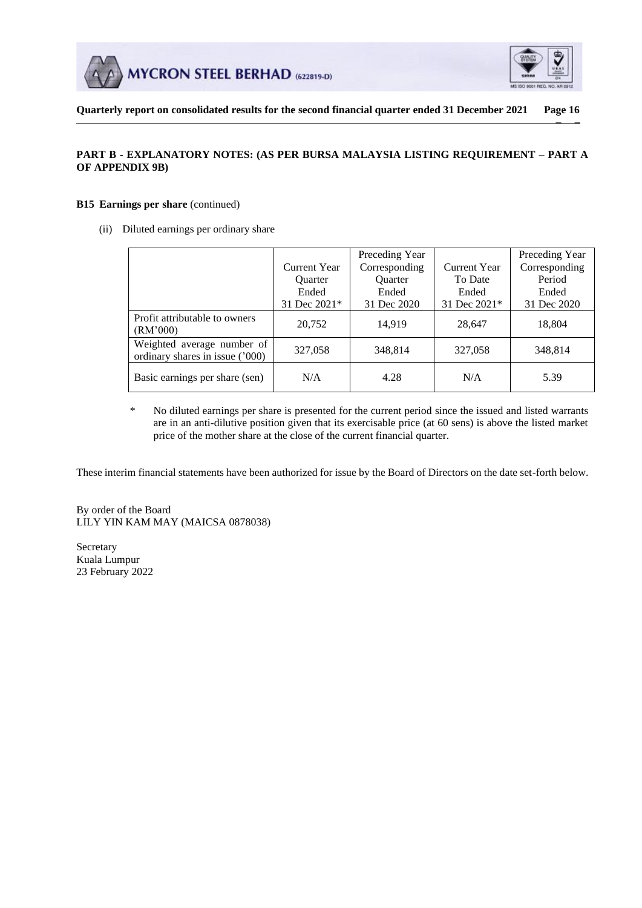**PART B - EXPLANATORY NOTES: (AS PER BURSA MALAYSIA LISTING REQUIREMENT – PART A OF APPENDIX 9B)**

**B15 Earnings per share** (continued)

(ii) Diluted earnings per ordinary share

| | Current Year Quarter Ended 31 Dec 2021* | Preceding Year Corresponding Quarter Ended 31 Dec 2020 | Current Year To Date Ended 31 Dec 2021* | Preceding Year Corresponding Period Ended 31 Dec 2020 |
|---|---|---|---|---|
| Profit attributable to owners (RM'000) | 20,752 | 14,919 | 28,647 | 18,804 |
| Weighted average number of ordinary shares in issue ('000) | 327,058 | 348,814 | 327,058 | 348,814 |
| Basic earnings per share (sen) | N/A | 4.28 | N/A | 5.39 |

\* No diluted earnings per share is presented for the current period since the issued and listed warrants are in an anti-dilutive position given that its exercisable price (at 60 sens) is above the listed market price of the mother share at the close of the current financial quarter.

These interim financial statements have been authorized for issue by the Board of Directors on the date set-forth below.

By order of the Board
LILY YIN KAM MAY (MAICSA 0878038)

Secretary
Kuala Lumpur
23 February 2022